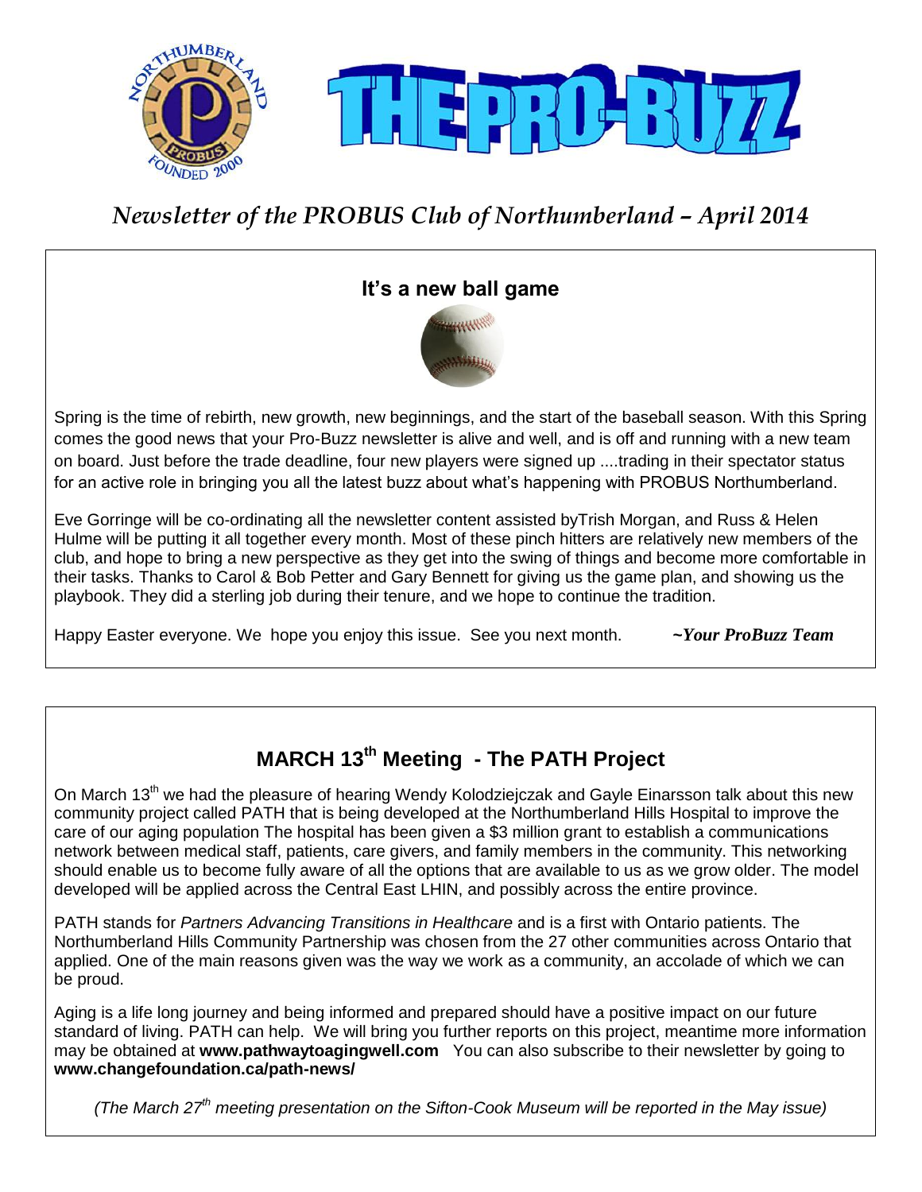# THE PRO-BUZZ

*Newsletter of the PROBUS Club of Northumberland – April 2014*

## It's a new ball game

Spring is the time of rebirth, new growth, new beginnings, and the start of the baseball season. With this Spring comes the good news that your Pro-Buzz newsletter is alive and well, and is off and running with a new team on board. Just before the trade deadline, four new players were signed up ....trading in their spectator status for an active role in bringing you all the latest buzz about what's happening with PROBUS Northumberland.

Eve Gorringe will be co-ordinating all the newsletter content assisted byTrish Morgan, and Russ & Helen Hulme will be putting it all together every month. Most of these pinch hitters are relatively new members of the club, and hope to bring a new perspective as they get into the swing of things and become more comfortable in their tasks. Thanks to Carol & Bob Petter and Gary Bennett for giving us the game plan, and showing us the playbook. They did a sterling job during their tenure, and we hope to continue the tradition.

Happy Easter everyone. We hope you enjoy this issue. See you next month. ***~Your ProBuzz Team***

## MARCH 13th Meeting - The PATH Project

On March 13th we had the pleasure of hearing Wendy Kolodziejczak and Gayle Einarsson talk about this new community project called PATH that is being developed at the Northumberland Hills Hospital to improve the care of our aging population The hospital has been given a $3 million grant to establish a communications network between medical staff, patients, care givers, and family members in the community. This networking should enable us to become fully aware of all the options that are available to us as we grow older. The model developed will be applied across the Central East LHIN, and possibly across the entire province.

PATH stands for *Partners Advancing Transitions in Healthcare* and is a first with Ontario patients. The Northumberland Hills Community Partnership was chosen from the 27 other communities across Ontario that applied. One of the main reasons given was the way we work as a community, an accolade of which we can be proud.

Aging is a life long journey and being informed and prepared should have a positive impact on our future standard of living. PATH can help. We will bring you further reports on this project, meantime more information may be obtained at **www.pathwaytoagingwell.com** You can also subscribe to their newsletter by going to **www.changefoundation.ca/path-news/**

*(The March 27th meeting presentation on the Sifton-Cook Museum will be reported in the May issue)*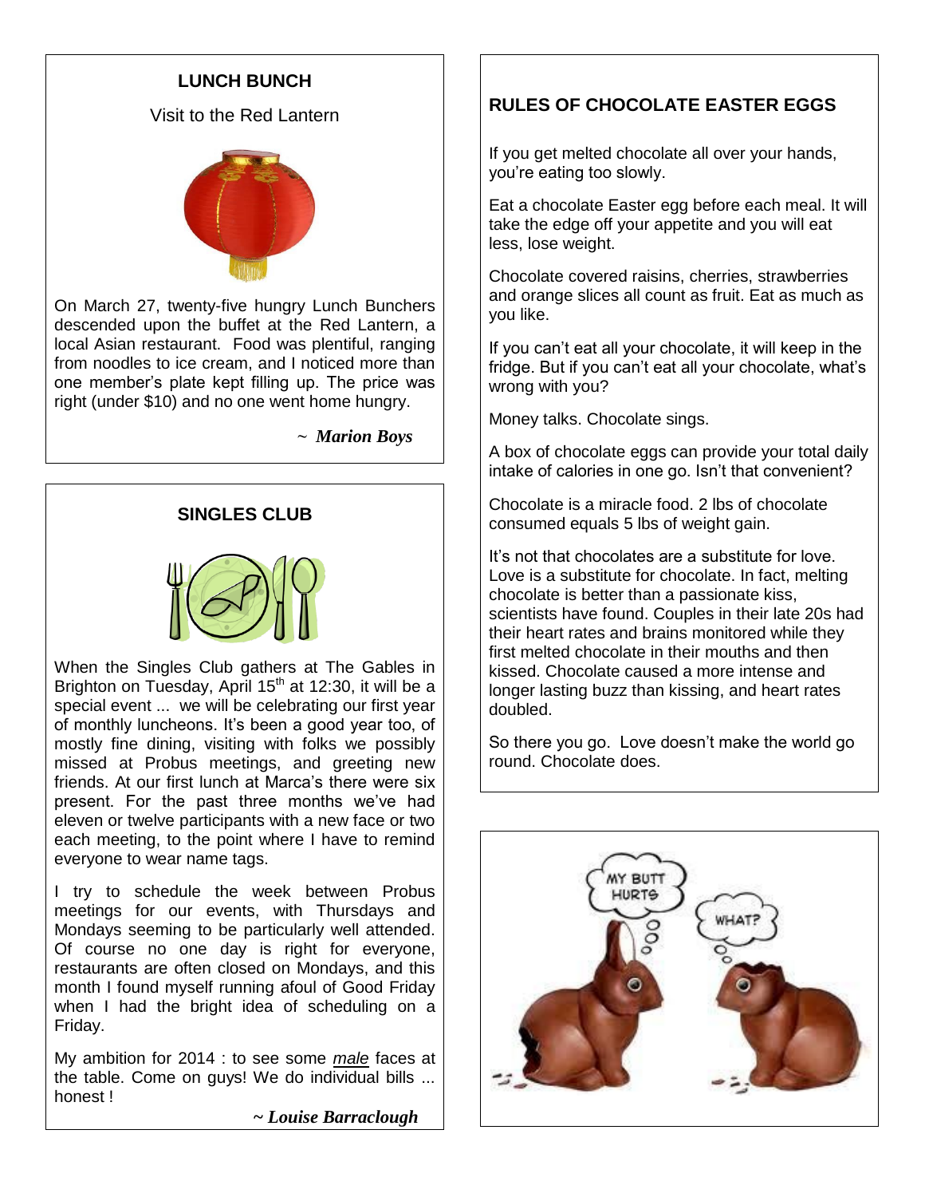## LUNCH BUNCH

Visit to the Red Lantern

On March 27, twenty-five hungry Lunch Bunchers descended upon the buffet at the Red Lantern, a local Asian restaurant. Food was plentiful, ranging from noodles to ice cream, and I noticed more than one member's plate kept filling up. The price was right (under $10) and no one went home hungry.

*~ **Marion Boys***

## SINGLES CLUB

When the Singles Club gathers at The Gables in Brighton on Tuesday, April 15th at 12:30, it will be a special event ... we will be celebrating our first year of monthly luncheons. It's been a good year too, of mostly fine dining, visiting with folks we possibly missed at Probus meetings, and greeting new friends. At our first lunch at Marca's there were six present. For the past three months we've had eleven or twelve participants with a new face or two each meeting, to the point where I have to remind everyone to wear name tags.

I try to schedule the week between Probus meetings for our events, with Thursdays and Mondays seeming to be particularly well attended. Of course no one day is right for everyone, restaurants are often closed on Mondays, and this month I found myself running afoul of Good Friday when I had the bright idea of scheduling on a Friday.

My ambition for 2014 : to see some *male* faces at the table. Come on guys! We do individual bills ... honest !

*~ **Louise Barraclough***

## RULES OF CHOCOLATE EASTER EGGS

If you get melted chocolate all over your hands, you're eating too slowly.

Eat a chocolate Easter egg before each meal. It will take the edge off your appetite and you will eat less, lose weight.

Chocolate covered raisins, cherries, strawberries and orange slices all count as fruit. Eat as much as you like.

If you can't eat all your chocolate, it will keep in the fridge. But if you can't eat all your chocolate, what's wrong with you?

Money talks. Chocolate sings.

A box of chocolate eggs can provide your total daily intake of calories in one go. Isn't that convenient?

Chocolate is a miracle food. 2 lbs of chocolate consumed equals 5 lbs of weight gain.

It's not that chocolates are a substitute for love. Love is a substitute for chocolate. In fact, melting chocolate is better than a passionate kiss, scientists have found. Couples in their late 20s had their heart rates and brains monitored while they first melted chocolate in their mouths and then kissed. Chocolate caused a more intense and longer lasting buzz than kissing, and heart rates doubled.

So there you go. Love doesn't make the world go round. Chocolate does.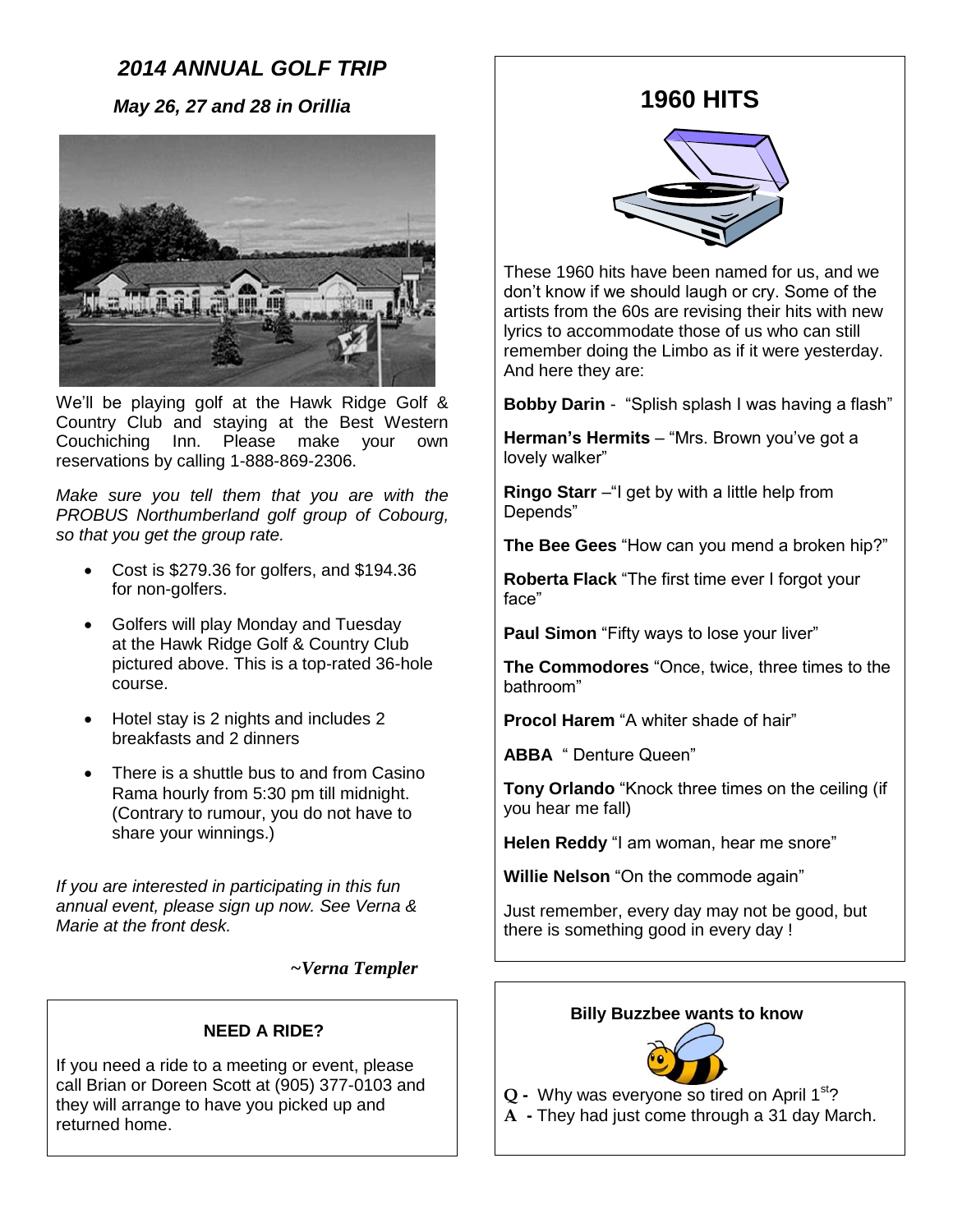## *2014 ANNUAL GOLF TRIP*

### *May 26, 27 and 28 in Orillia*

We'll be playing golf at the Hawk Ridge Golf & Country Club and staying at the Best Western Couchiching Inn. Please make your own reservations by calling 1-888-869-2306.

*Make sure you tell them that you are with the PROBUS Northumberland golf group of Cobourg, so that you get the group rate.*

- Cost is $279.36 for golfers, and $194.36 for non-golfers.
- Golfers will play Monday and Tuesday at the Hawk Ridge Golf & Country Club pictured above. This is a top-rated 36-hole course.
- Hotel stay is 2 nights and includes 2 breakfasts and 2 dinners
- There is a shuttle bus to and from Casino Rama hourly from 5:30 pm till midnight. (Contrary to rumour, you do not have to share your winnings.)

*If you are interested in participating in this fun annual event, please sign up now. See Verna & Marie at the front desk.*

***~Verna Templer***

**NEED A RIDE?**

If you need a ride to a meeting or event, please call Brian or Doreen Scott at (905) 377-0103 and they will arrange to have you picked up and returned home.

## 1960 HITS

These 1960 hits have been named for us, and we don't know if we should laugh or cry. Some of the artists from the 60s are revising their hits with new lyrics to accommodate those of us who can still remember doing the Limbo as if it were yesterday. And here they are:

**Bobby Darin** - "Splish splash I was having a flash"

**Herman's Hermits** – "Mrs. Brown you've got a lovely walker"

**Ringo Starr** –"I get by with a little help from Depends"

**The Bee Gees** "How can you mend a broken hip?"

**Roberta Flack** "The first time ever I forgot your face"

**Paul Simon** "Fifty ways to lose your liver"

**The Commodores** "Once, twice, three times to the bathroom"

**Procol Harem** "A whiter shade of hair"

**ABBA** " Denture Queen"

**Tony Orlando** "Knock three times on the ceiling (if you hear me fall)

**Helen Reddy** "I am woman, hear me snore"

**Willie Nelson** "On the commode again"

Just remember, every day may not be good, but there is something good in every day !

**Billy Buzzbee wants to know**

**Q -** Why was everyone so tired on April 1st?
**A -** They had just come through a 31 day March.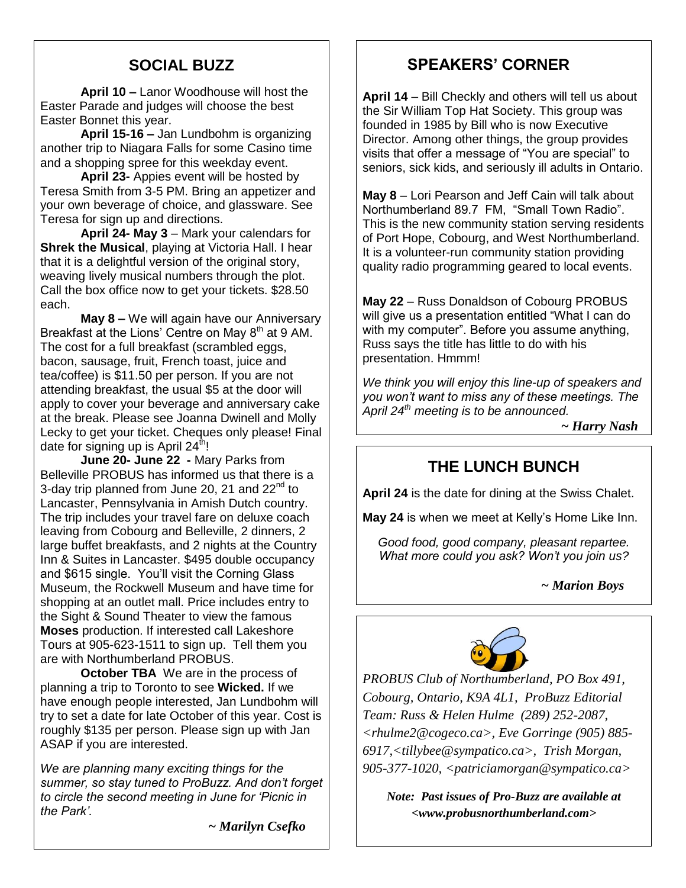## SOCIAL BUZZ

**April 10 –** Lanor Woodhouse will host the Easter Parade and judges will choose the best Easter Bonnet this year.

**April 15-16 –** Jan Lundbohm is organizing another trip to Niagara Falls for some Casino time and a shopping spree for this weekday event.

**April 23-** Appies event will be hosted by Teresa Smith from 3-5 PM. Bring an appetizer and your own beverage of choice, and glassware. See Teresa for sign up and directions.

**April 24- May 3** – Mark your calendars for **Shrek the Musical**, playing at Victoria Hall. I hear that it is a delightful version of the original story, weaving lively musical numbers through the plot. Call the box office now to get your tickets. $28.50 each.

**May 8 –** We will again have our Anniversary Breakfast at the Lions' Centre on May 8th at 9 AM. The cost for a full breakfast (scrambled eggs, bacon, sausage, fruit, French toast, juice and tea/coffee) is $11.50 per person. If you are not attending breakfast, the usual $5 at the door will apply to cover your beverage and anniversary cake at the break. Please see Joanna Dwinell and Molly Lecky to get your ticket. Cheques only please! Final date for signing up is April 24th!

**June 20- June 22 -** Mary Parks from Belleville PROBUS has informed us that there is a 3-day trip planned from June 20, 21 and 22nd to Lancaster, Pennsylvania in Amish Dutch country. The trip includes your travel fare on deluxe coach leaving from Cobourg and Belleville, 2 dinners, 2 large buffet breakfasts, and 2 nights at the Country Inn & Suites in Lancaster. $495 double occupancy and $615 single. You'll visit the Corning Glass Museum, the Rockwell Museum and have time for shopping at an outlet mall. Price includes entry to the Sight & Sound Theater to view the famous **Moses** production. If interested call Lakeshore Tours at 905-623-1511 to sign up. Tell them you are with Northumberland PROBUS.

**October TBA** We are in the process of planning a trip to Toronto to see **Wicked.** If we have enough people interested, Jan Lundbohm will try to set a date for late October of this year. Cost is roughly $135 per person. Please sign up with Jan ASAP if you are interested.

*We are planning many exciting things for the summer, so stay tuned to ProBuzz. And don't forget to circle the second meeting in June for 'Picnic in the Park'.*

***~ Marilyn Csefko***

## SPEAKERS' CORNER

**April 14** – Bill Checkly and others will tell us about the Sir William Top Hat Society. This group was founded in 1985 by Bill who is now Executive Director. Among other things, the group provides visits that offer a message of "You are special" to seniors, sick kids, and seriously ill adults in Ontario.

**May 8** – Lori Pearson and Jeff Cain will talk about Northumberland 89.7 FM, "Small Town Radio". This is the new community station serving residents of Port Hope, Cobourg, and West Northumberland. It is a volunteer-run community station providing quality radio programming geared to local events.

**May 22** – Russ Donaldson of Cobourg PROBUS will give us a presentation entitled "What I can do with my computer". Before you assume anything, Russ says the title has little to do with his presentation. Hmmm!

*We think you will enjoy this line-up of speakers and you won't want to miss any of these meetings. The April 24th meeting is to be announced.*

***~ Harry Nash***

## THE LUNCH BUNCH

**April 24** is the date for dining at the Swiss Chalet.

**May 24** is when we meet at Kelly's Home Like Inn.

*Good food, good company, pleasant repartee. What more could you ask? Won't you join us?*

***~ Marion Boys***

*PROBUS Club of Northumberland, PO Box 491, Cobourg, Ontario, K9A 4L1, ProBuzz Editorial Team: Russ & Helen Hulme (289) 252-2087, <rhulme2@cogeco.ca>, Eve Gorringe (905) 885-6917,<tillybee@sympatico.ca>, Trish Morgan, 905-377-1020, <patriciamorgan@sympatico.ca>*

***Note: Past issues of Pro-Buzz are available at <www.probusnorthumberland.com>***